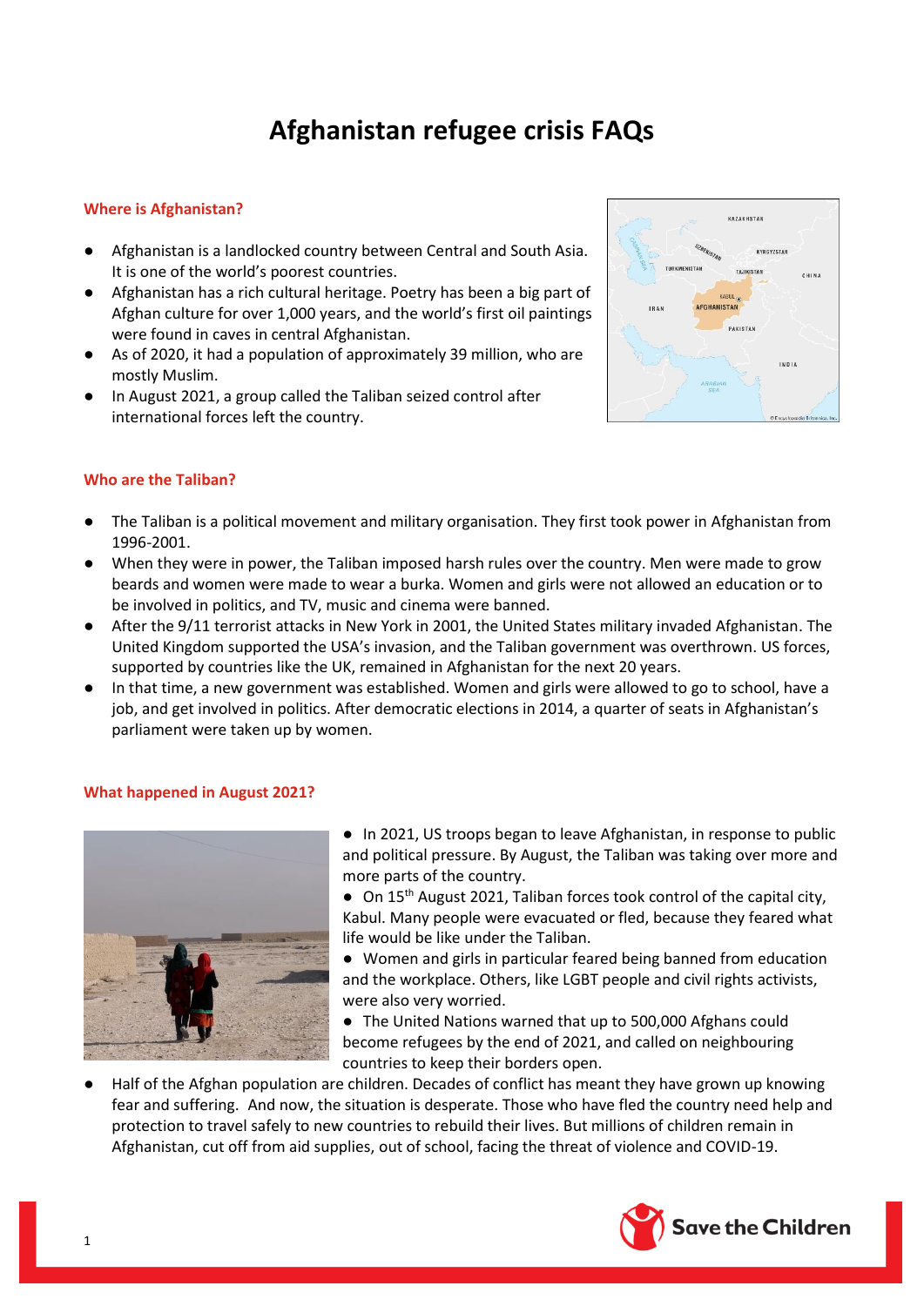# Afghanistan refugee crisis FAQs

## Where is Afghanistan?

- Afghanistan is a landlocked country between Central and South Asia. It is one of the world's poorest countries.
- Afghanistan has a rich cultural heritage. Poetry has been a big part of Afghan culture for over 1,000 years, and the world's first oil paintings were found in caves in central Afghanistan.
- As of 2020, it had a population of approximately 39 million, who are mostly Muslim.
- In August 2021, a group called the Taliban seized control after international forces left the country.

## Who are the Taliban?

- The Taliban is a political movement and military organisation. They first took power in Afghanistan from 1996-2001.
- When they were in power, the Taliban imposed harsh rules over the country. Men were made to grow beards and women were made to wear a burka. Women and girls were not allowed an education or to be involved in politics, and TV, music and cinema were banned.
- After the 9/11 terrorist attacks in New York in 2001, the United States military invaded Afghanistan. The United Kingdom supported the USA's invasion, and the Taliban government was overthrown. US forces, supported by countries like the UK, remained in Afghanistan for the next 20 years.
- In that time, a new government was established. Women and girls were allowed to go to school, have a job, and get involved in politics. After democratic elections in 2014, a quarter of seats in Afghanistan's parliament were taken up by women.

## What happened in August 2021?

- In 2021, US troops began to leave Afghanistan, in response to public and political pressure. By August, the Taliban was taking over more and more parts of the country.
- On 15th August 2021, Taliban forces took control of the capital city, Kabul. Many people were evacuated or fled, because they feared what life would be like under the Taliban.
- Women and girls in particular feared being banned from education and the workplace. Others, like LGBT people and civil rights activists, were also very worried.
- The United Nations warned that up to 500,000 Afghans could become refugees by the end of 2021, and called on neighbouring countries to keep their borders open.
- Half of the Afghan population are children. Decades of conflict has meant they have grown up knowing fear and suffering. And now, the situation is desperate. Those who have fled the country need help and protection to travel safely to new countries to rebuild their lives. But millions of children remain in Afghanistan, cut off from aid supplies, out of school, facing the threat of violence and COVID-19.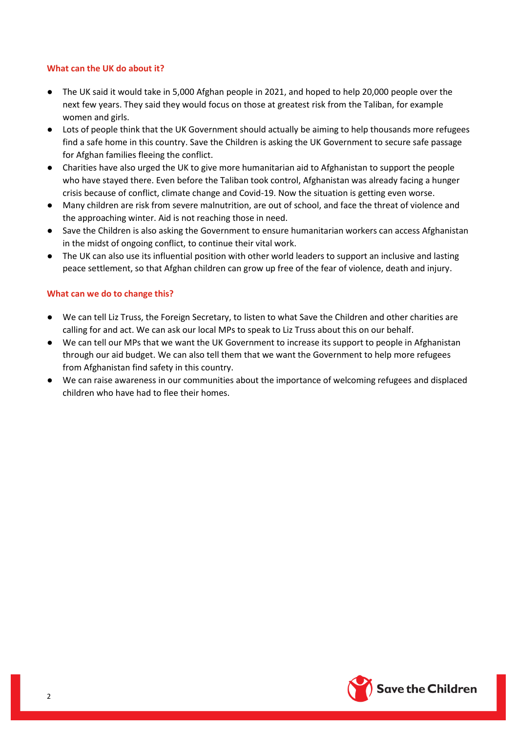### What can the UK do about it?

- The UK said it would take in 5,000 Afghan people in 2021, and hoped to help 20,000 people over the next few years. They said they would focus on those at greatest risk from the Taliban, for example women and girls.
- Lots of people think that the UK Government should actually be aiming to help thousands more refugees find a safe home in this country. Save the Children is asking the UK Government to secure safe passage for Afghan families fleeing the conflict.
- Charities have also urged the UK to give more humanitarian aid to Afghanistan to support the people who have stayed there. Even before the Taliban took control, Afghanistan was already facing a hunger crisis because of conflict, climate change and Covid-19. Now the situation is getting even worse.
- Many children are risk from severe malnutrition, are out of school, and face the threat of violence and the approaching winter. Aid is not reaching those in need.
- Save the Children is also asking the Government to ensure humanitarian workers can access Afghanistan in the midst of ongoing conflict, to continue their vital work.
- The UK can also use its influential position with other world leaders to support an inclusive and lasting peace settlement, so that Afghan children can grow up free of the fear of violence, death and injury.

### What can we do to change this?

- We can tell Liz Truss, the Foreign Secretary, to listen to what Save the Children and other charities are calling for and act. We can ask our local MPs to speak to Liz Truss about this on our behalf.
- We can tell our MPs that we want the UK Government to increase its support to people in Afghanistan through our aid budget. We can also tell them that we want the Government to help more refugees from Afghanistan find safety in this country.
- We can raise awareness in our communities about the importance of welcoming refugees and displaced children who have had to flee their homes.